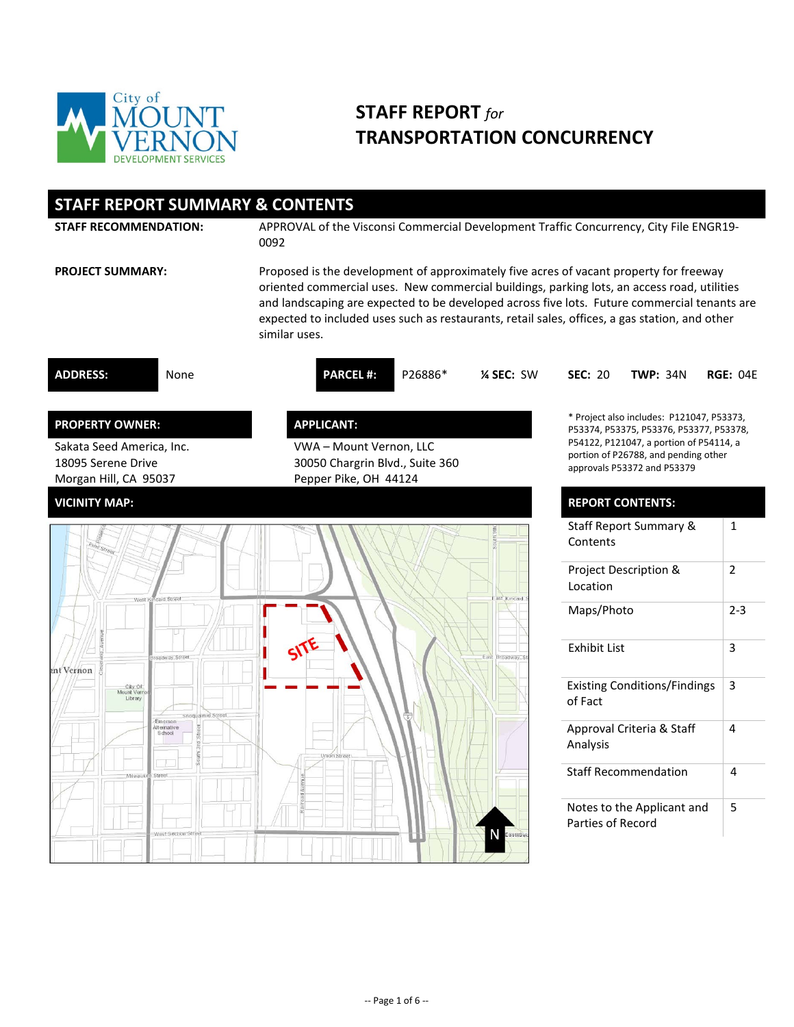# STAFF REPORT *for* TRANSPORTATION CONCURRENCY

City of Mount Vernon Development Services

## STAFF REPORT SUMMARY & CONTENTS

**STAFF RECOMMENDATION:** APPROVAL of the Visconsi Commercial Development Traffic Concurrency, City File ENGR19-0092

**PROJECT SUMMARY:** Proposed is the development of approximately five acres of vacant property for freeway oriented commercial uses. New commercial buildings, parking lots, an access road, utilities and landscaping are expected to be developed across five lots. Future commercial tenants are expected to included uses such as restaurants, retail sales, offices, a gas station, and other similar uses.

| ADDRESS: | None | PARCEL #: | P26886* | ¼ SEC: SW | SEC: 20 | TWP: 34N | RGE: 04E |
|---|---|---|---|---|---|---|---|

**PROPERTY OWNER:**
Sakata Seed America, Inc.
18095 Serene Drive
Morgan Hill, CA 95037

**APPLICANT:**
VWA – Mount Vernon, LLC
30050 Chargrin Blvd., Suite 360
Pepper Pike, OH 44124

* Project also includes: P121047, P53373, P53374, P53375, P53376, P53377, P53378, P54122, P121047, a portion of P54114, a portion of P26788, and pending other approvals P53372 and P53379

**VICINITY MAP:**

**REPORT CONTENTS:**

| Section | Page |
|---|---|
| Staff Report Summary & Contents | 1 |
| Project Description & Location | 2 |
| Maps/Photo | 2-3 |
| Exhibit List | 3 |
| Existing Conditions/Findings of Fact | 3 |
| Approval Criteria & Staff Analysis | 4 |
| Staff Recommendation | 4 |
| Notes to the Applicant and Parties of Record | 5 |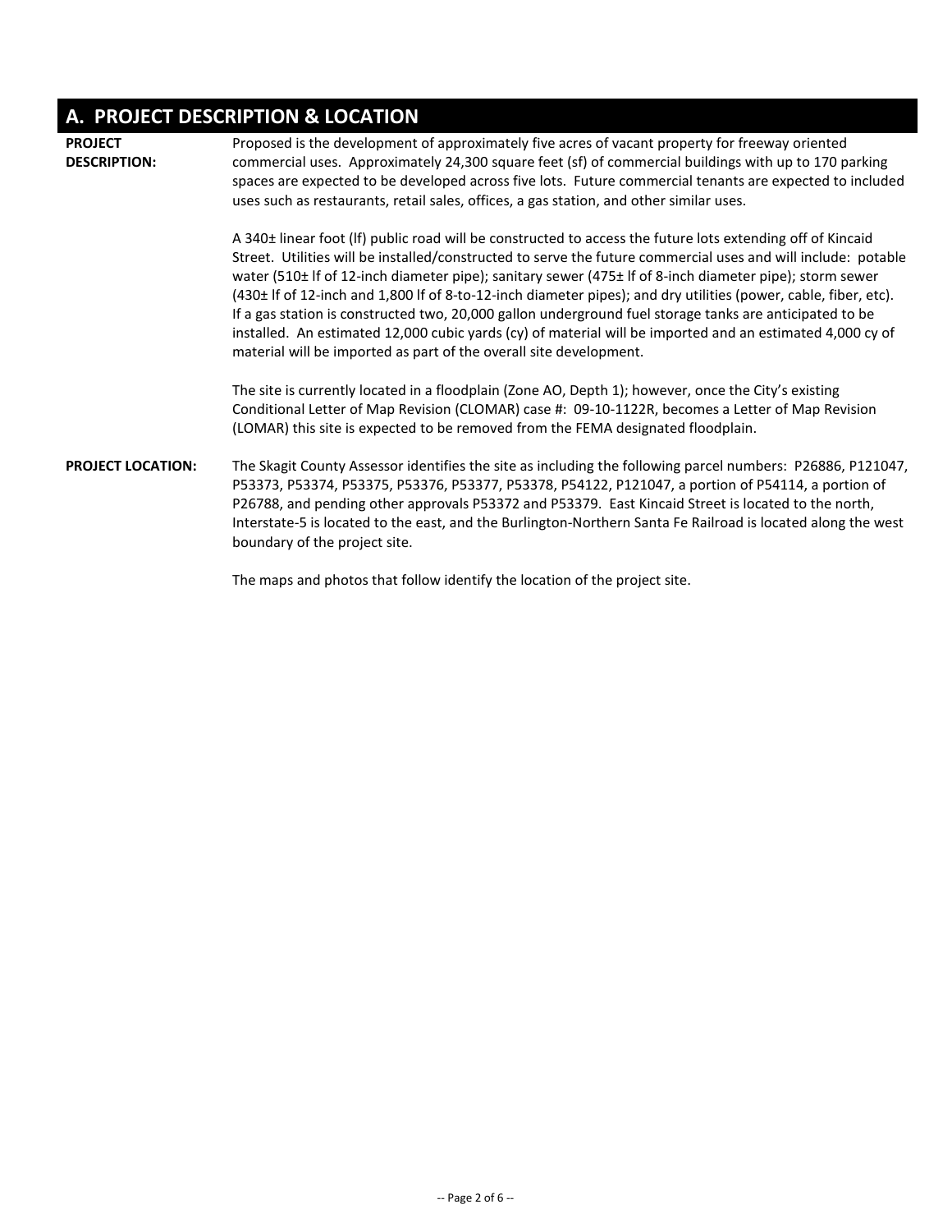## A. PROJECT DESCRIPTION & LOCATION

**PROJECT DESCRIPTION:**

Proposed is the development of approximately five acres of vacant property for freeway oriented commercial uses. Approximately 24,300 square feet (sf) of commercial buildings with up to 170 parking spaces are expected to be developed across five lots. Future commercial tenants are expected to included uses such as restaurants, retail sales, offices, a gas station, and other similar uses.

A 340± linear foot (lf) public road will be constructed to access the future lots extending off of Kincaid Street. Utilities will be installed/constructed to serve the future commercial uses and will include: potable water (510± lf of 12-inch diameter pipe); sanitary sewer (475± lf of 8-inch diameter pipe); storm sewer (430± lf of 12-inch and 1,800 lf of 8-to-12-inch diameter pipes); and dry utilities (power, cable, fiber, etc). If a gas station is constructed two, 20,000 gallon underground fuel storage tanks are anticipated to be installed. An estimated 12,000 cubic yards (cy) of material will be imported and an estimated 4,000 cy of material will be imported as part of the overall site development.

The site is currently located in a floodplain (Zone AO, Depth 1); however, once the City's existing Conditional Letter of Map Revision (CLOMAR) case #: 09-10-1122R, becomes a Letter of Map Revision (LOMAR) this site is expected to be removed from the FEMA designated floodplain.

**PROJECT LOCATION:**

The Skagit County Assessor identifies the site as including the following parcel numbers: P26886, P121047, P53373, P53374, P53375, P53376, P53377, P53378, P54122, P121047, a portion of P54114, a portion of P26788, and pending other approvals P53372 and P53379. East Kincaid Street is located to the north, Interstate-5 is located to the east, and the Burlington-Northern Santa Fe Railroad is located along the west boundary of the project site.

The maps and photos that follow identify the location of the project site.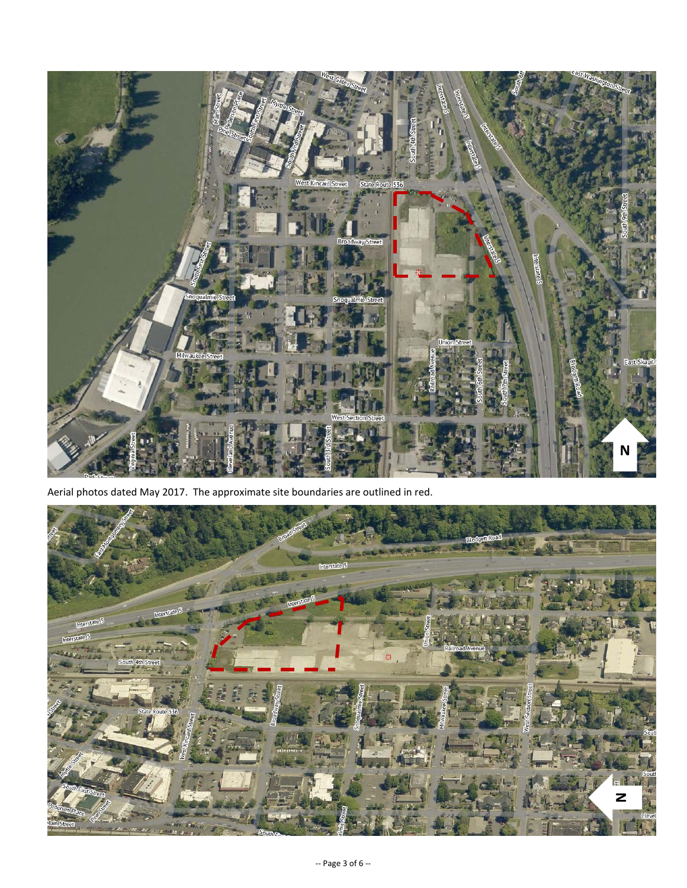Aerial photos dated May 2017. The approximate site boundaries are outlined in red.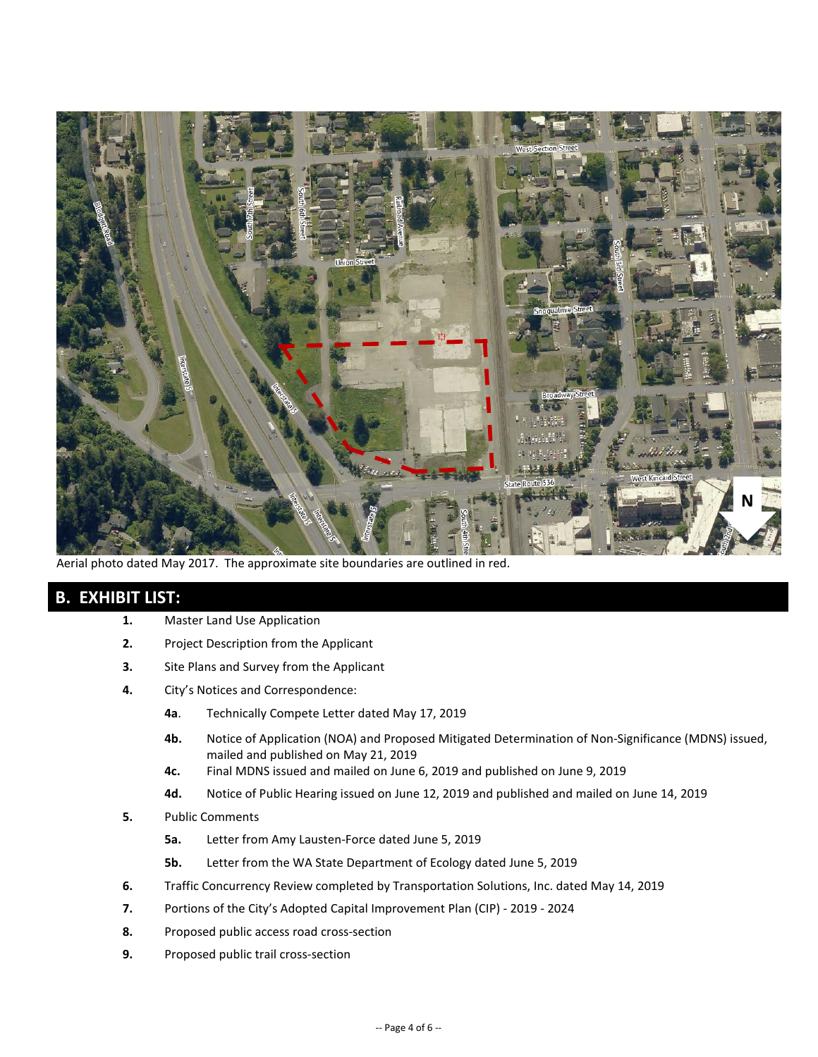Aerial photo dated May 2017. The approximate site boundaries are outlined in red.

## B. EXHIBIT LIST:

1. Master Land Use Application
2. Project Description from the Applicant
3. Site Plans and Survey from the Applicant
4. City's Notices and Correspondence:
   - **4a**. Technically Compete Letter dated May 17, 2019
   - **4b.** Notice of Application (NOA) and Proposed Mitigated Determination of Non-Significance (MDNS) issued, mailed and published on May 21, 2019
   - **4c.** Final MDNS issued and mailed on June 6, 2019 and published on June 9, 2019
   - **4d.** Notice of Public Hearing issued on June 12, 2019 and published and mailed on June 14, 2019
5. Public Comments
   - **5a.** Letter from Amy Lausten-Force dated June 5, 2019
   - **5b.** Letter from the WA State Department of Ecology dated June 5, 2019
6. Traffic Concurrency Review completed by Transportation Solutions, Inc. dated May 14, 2019
7. Portions of the City's Adopted Capital Improvement Plan (CIP) - 2019 - 2024
8. Proposed public access road cross-section
9. Proposed public trail cross-section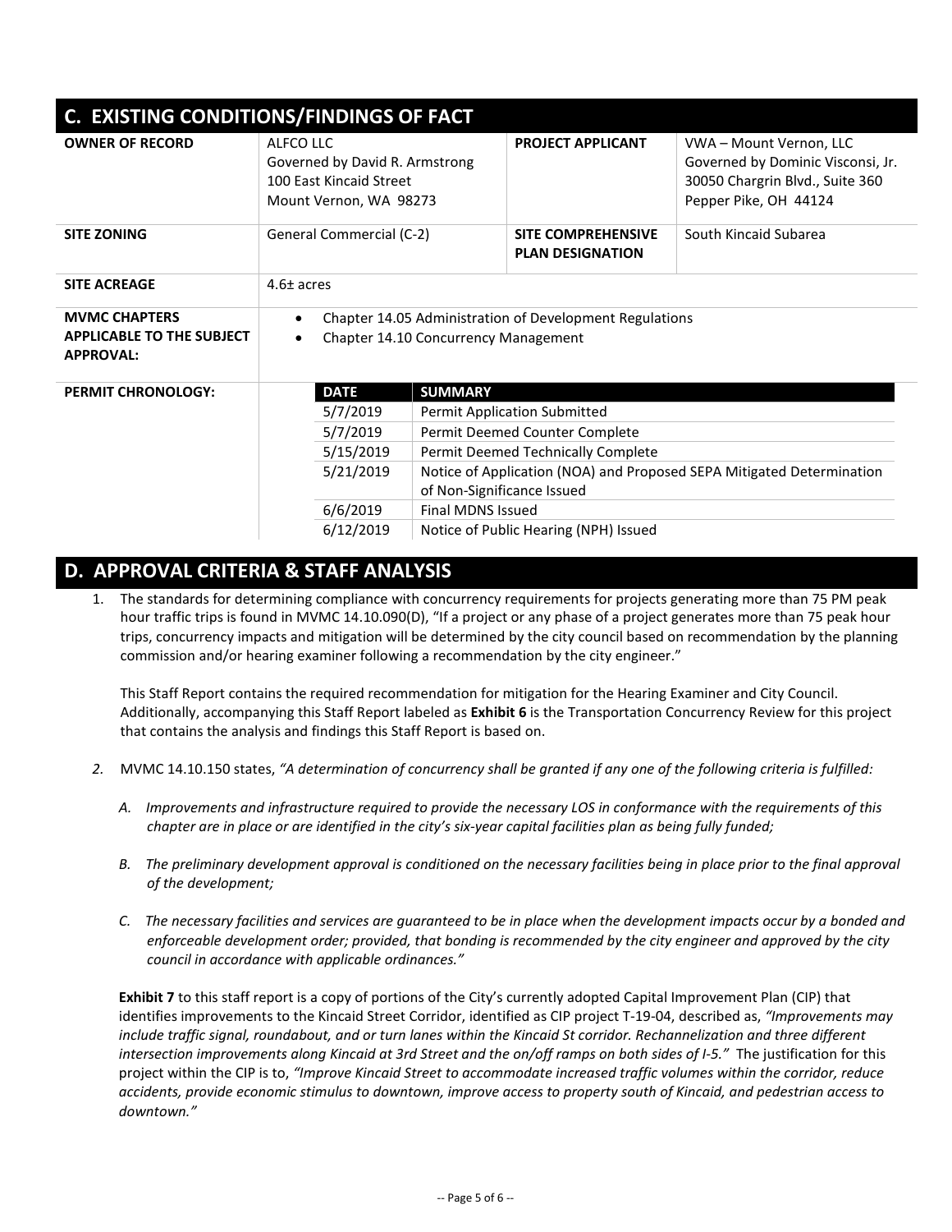## C. EXISTING CONDITIONS/FINDINGS OF FACT

| | | | |
|---|---|---|---|
| **OWNER OF RECORD** | ALFCO LLC<br>Governed by David R. Armstrong<br>100 East Kincaid Street<br>Mount Vernon, WA 98273 | **PROJECT APPLICANT** | VWA – Mount Vernon, LLC<br>Governed by Dominic Visconsi, Jr.<br>30050 Chargrin Blvd., Suite 360<br>Pepper Pike, OH 44124 |
| **SITE ZONING** | General Commercial (C-2) | **SITE COMPREHENSIVE PLAN DESIGNATION** | South Kincaid Subarea |
| **SITE ACREAGE** | 4.6± acres | | |
| **MVMC CHAPTERS APPLICABLE TO THE SUBJECT APPROVAL:** | • Chapter 14.05 Administration of Development Regulations<br>• Chapter 14.10 Concurrency Management | | |

**PERMIT CHRONOLOGY:**

| DATE | SUMMARY |
|---|---|
| 5/7/2019 | Permit Application Submitted |
| 5/7/2019 | Permit Deemed Counter Complete |
| 5/15/2019 | Permit Deemed Technically Complete |
| 5/21/2019 | Notice of Application (NOA) and Proposed SEPA Mitigated Determination of Non-Significance Issued |
| 6/6/2019 | Final MDNS Issued |
| 6/12/2019 | Notice of Public Hearing (NPH) Issued |

## D. APPROVAL CRITERIA & STAFF ANALYSIS

1. The standards for determining compliance with concurrency requirements for projects generating more than 75 PM peak hour traffic trips is found in MVMC 14.10.090(D), "If a project or any phase of a project generates more than 75 peak hour trips, concurrency impacts and mitigation will be determined by the city council based on recommendation by the planning commission and/or hearing examiner following a recommendation by the city engineer."

   This Staff Report contains the required recommendation for mitigation for the Hearing Examiner and City Council. Additionally, accompanying this Staff Report labeled as **Exhibit 6** is the Transportation Concurrency Review for this project that contains the analysis and findings this Staff Report is based on.

2. MVMC 14.10.150 states, *"A determination of concurrency shall be granted if any one of the following criteria is fulfilled:*

   *A. Improvements and infrastructure required to provide the necessary LOS in conformance with the requirements of this chapter are in place or are identified in the city's six-year capital facilities plan as being fully funded;*

   *B. The preliminary development approval is conditioned on the necessary facilities being in place prior to the final approval of the development;*

   *C. The necessary facilities and services are guaranteed to be in place when the development impacts occur by a bonded and enforceable development order; provided, that bonding is recommended by the city engineer and approved by the city council in accordance with applicable ordinances."*

   **Exhibit 7** to this staff report is a copy of portions of the City's currently adopted Capital Improvement Plan (CIP) that identifies improvements to the Kincaid Street Corridor, identified as CIP project T-19-04, described as, *"Improvements may include traffic signal, roundabout, and or turn lanes within the Kincaid St corridor. Rechannelization and three different intersection improvements along Kincaid at 3rd Street and the on/off ramps on both sides of I-5."* The justification for this project within the CIP is to, *"Improve Kincaid Street to accommodate increased traffic volumes within the corridor, reduce accidents, provide economic stimulus to downtown, improve access to property south of Kincaid, and pedestrian access to downtown."*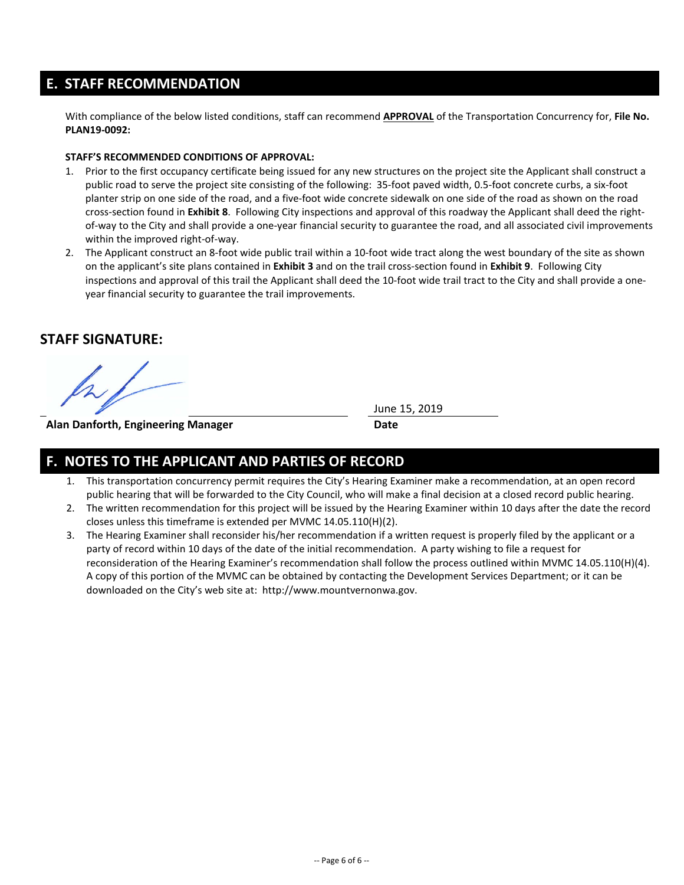## E. STAFF RECOMMENDATION

With compliance of the below listed conditions, staff can recommend **APPROVAL** of the Transportation Concurrency for, **File No. PLAN19-0092:**

**STAFF'S RECOMMENDED CONDITIONS OF APPROVAL:**

1. Prior to the first occupancy certificate being issued for any new structures on the project site the Applicant shall construct a public road to serve the project site consisting of the following: 35-foot paved width, 0.5-foot concrete curbs, a six-foot planter strip on one side of the road, and a five-foot wide concrete sidewalk on one side of the road as shown on the road cross-section found in **Exhibit 8**. Following City inspections and approval of this roadway the Applicant shall deed the right-of-way to the City and shall provide a one-year financial security to guarantee the road, and all associated civil improvements within the improved right-of-way.
2. The Applicant construct an 8-foot wide public trail within a 10-foot wide tract along the west boundary of the site as shown on the applicant's site plans contained in **Exhibit 3** and on the trail cross-section found in **Exhibit 9**. Following City inspections and approval of this trail the Applicant shall deed the 10-foot wide trail tract to the City and shall provide a one-year financial security to guarantee the trail improvements.

## STAFF SIGNATURE:

**Alan Danforth, Engineering Manager**

June 15, 2019
**Date**

## F. NOTES TO THE APPLICANT AND PARTIES OF RECORD

1. This transportation concurrency permit requires the City's Hearing Examiner make a recommendation, at an open record public hearing that will be forwarded to the City Council, who will make a final decision at a closed record public hearing.
2. The written recommendation for this project will be issued by the Hearing Examiner within 10 days after the date the record closes unless this timeframe is extended per MVMC 14.05.110(H)(2).
3. The Hearing Examiner shall reconsider his/her recommendation if a written request is properly filed by the applicant or a party of record within 10 days of the date of the initial recommendation. A party wishing to file a request for reconsideration of the Hearing Examiner's recommendation shall follow the process outlined within MVMC 14.05.110(H)(4). A copy of this portion of the MVMC can be obtained by contacting the Development Services Department; or it can be downloaded on the City's web site at: http://www.mountvernonwa.gov.